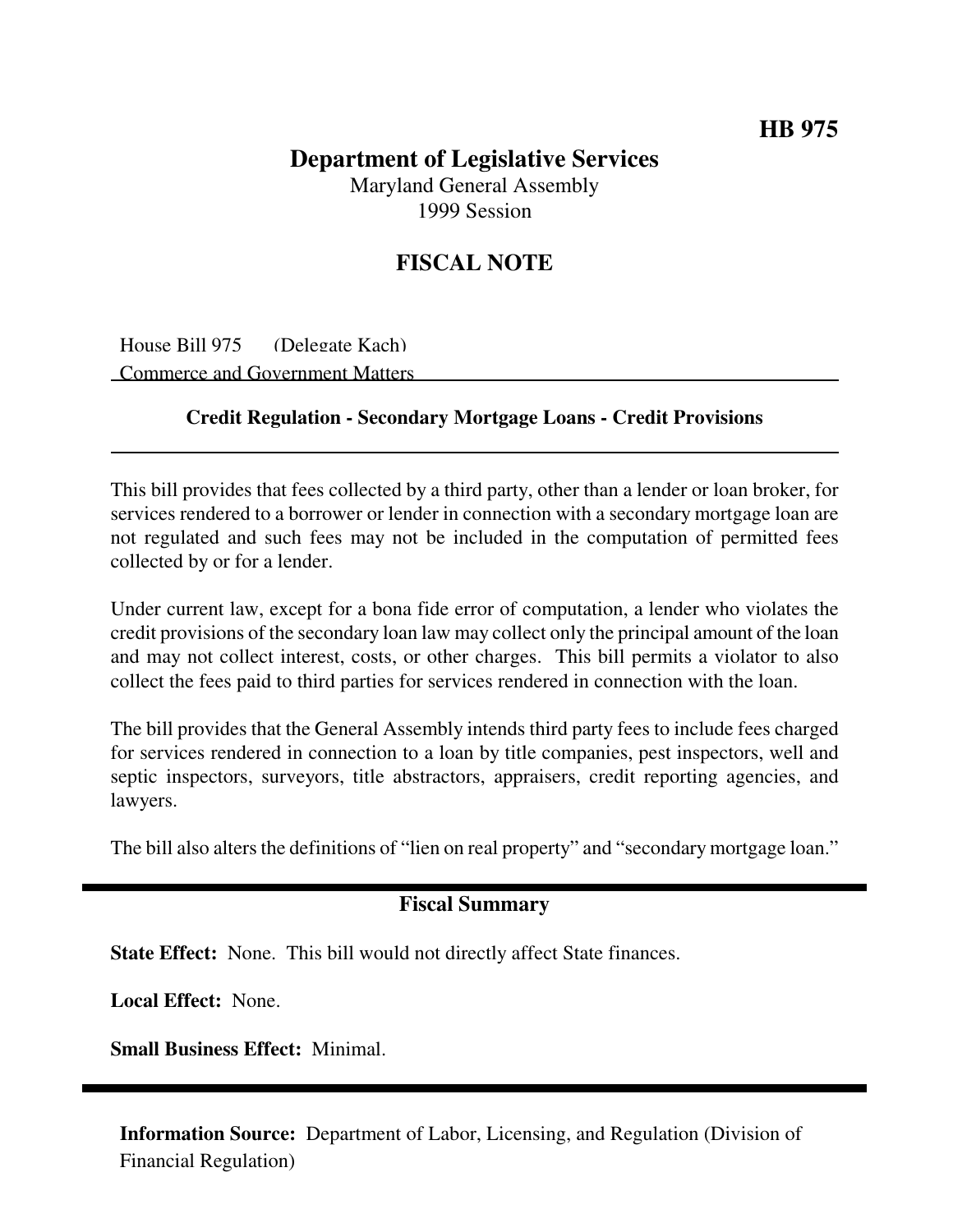**HB 975**

# Department of Legislative Services

Maryland General Assembly
1999 Session

## FISCAL NOTE

House Bill 975 (Delegate Kach)
Commerce and Government Matters

### Credit Regulation - Secondary Mortgage Loans - Credit Provisions

This bill provides that fees collected by a third party, other than a lender or loan broker, for services rendered to a borrower or lender in connection with a secondary mortgage loan are not regulated and such fees may not be included in the computation of permitted fees collected by or for a lender.

Under current law, except for a bona fide error of computation, a lender who violates the credit provisions of the secondary loan law may collect only the principal amount of the loan and may not collect interest, costs, or other charges. This bill permits a violator to also collect the fees paid to third parties for services rendered in connection with the loan.

The bill provides that the General Assembly intends third party fees to include fees charged for services rendered in connection to a loan by title companies, pest inspectors, well and septic inspectors, surveyors, title abstractors, appraisers, credit reporting agencies, and lawyers.

The bill also alters the definitions of "lien on real property" and "secondary mortgage loan."

### Fiscal Summary

**State Effect:** None. This bill would not directly affect State finances.

**Local Effect:** None.

**Small Business Effect:** Minimal.

**Information Source:** Department of Labor, Licensing, and Regulation (Division of Financial Regulation)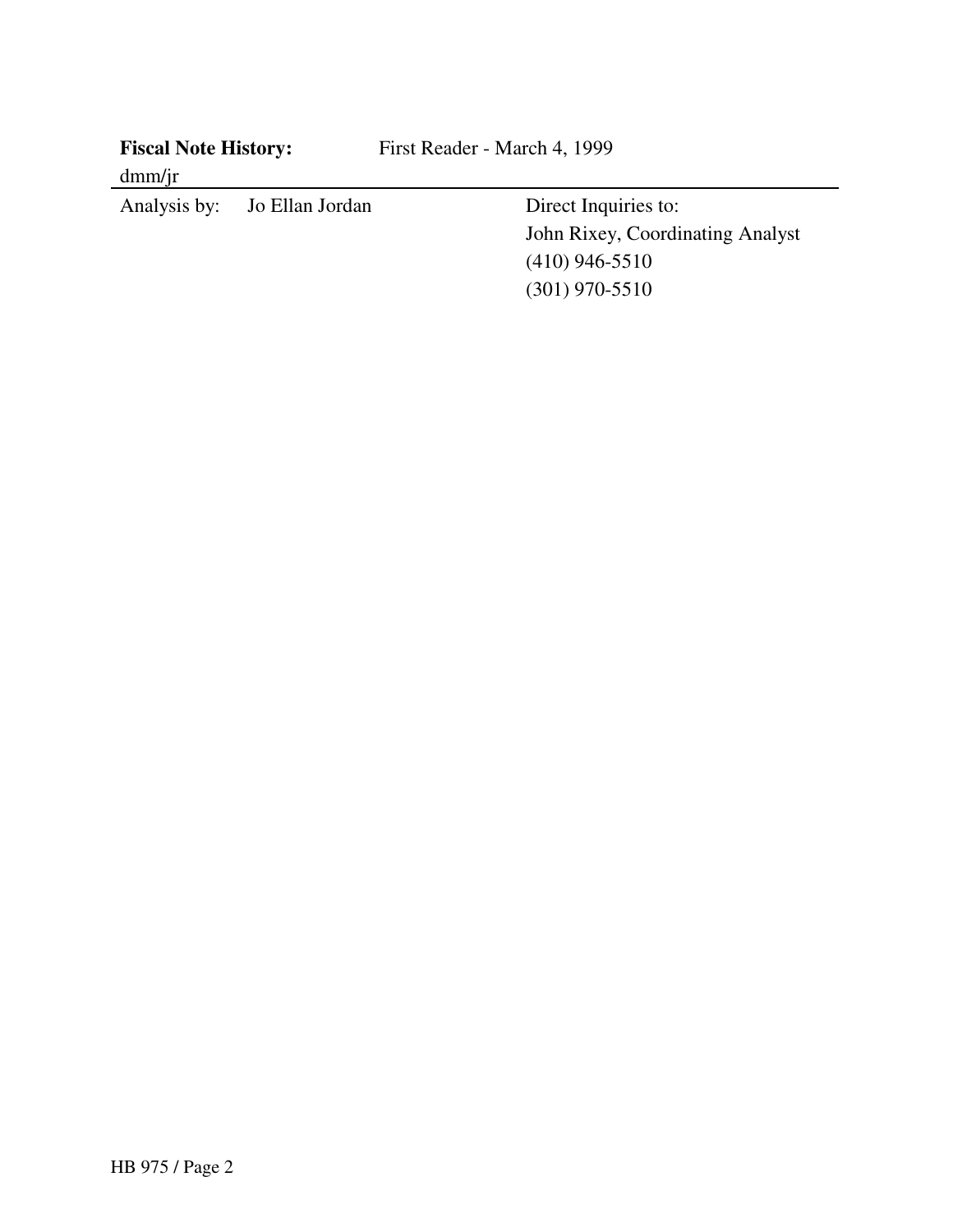**Fiscal Note History:** First Reader - March 4, 1999

dmm/jr

---

Analysis by: Jo Ellan Jordan

Direct Inquiries to:
John Rixey, Coordinating Analyst
(410) 946-5510
(301) 970-5510